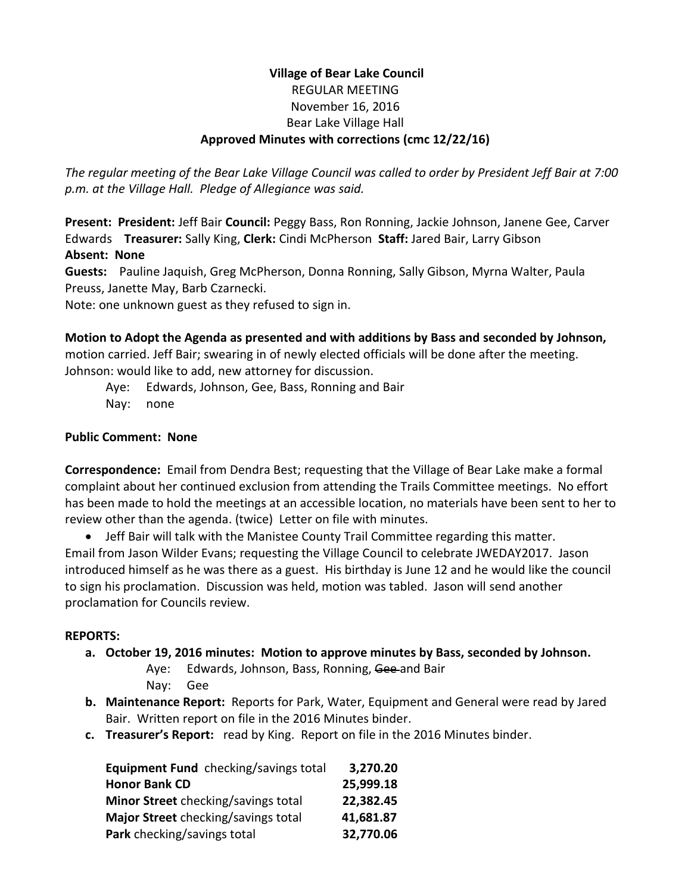**Village of Bear Lake Council**
REGULAR MEETING
November 16, 2016
Bear Lake Village Hall
**Approved Minutes with corrections (cmc 12/22/16)**

*The regular meeting of the Bear Lake Village Council was called to order by President Jeff Bair at 7:00 p.m. at the Village Hall. Pledge of Allegiance was said.*

**Present: President:** Jeff Bair **Council:** Peggy Bass, Ron Ronning, Jackie Johnson, Janene Gee, Carver Edwards **Treasurer:** Sally King, **Clerk:** Cindi McPherson **Staff:** Jared Bair, Larry Gibson
**Absent: None**
**Guests:** Pauline Jaquish, Greg McPherson, Donna Ronning, Sally Gibson, Myrna Walter, Paula Preuss, Janette May, Barb Czarnecki.
Note: one unknown guest as they refused to sign in.

**Motion to Adopt the Agenda as presented and with additions by Bass and seconded by Johnson,** motion carried. Jeff Bair; swearing in of newly elected officials will be done after the meeting. Johnson: would like to add, new attorney for discussion.

Aye: Edwards, Johnson, Gee, Bass, Ronning and Bair
Nay: none

**Public Comment: None**

**Correspondence:** Email from Dendra Best; requesting that the Village of Bear Lake make a formal complaint about her continued exclusion from attending the Trails Committee meetings. No effort has been made to hold the meetings at an accessible location, no materials have been sent to her to review other than the agenda. (twice) Letter on file with minutes.

- Jeff Bair will talk with the Manistee County Trail Committee regarding this matter.

Email from Jason Wilder Evans; requesting the Village Council to celebrate JWEDAY2017. Jason introduced himself as he was there as a guest. His birthday is June 12 and he would like the council to sign his proclamation. Discussion was held, motion was tabled. Jason will send another proclamation for Councils review.

**REPORTS:**

**a. October 19, 2016 minutes: Motion to approve minutes by Bass, seconded by Johnson.**
Aye: Edwards, Johnson, Bass, Ronning, ~~Gee~~ and Bair
Nay: Gee

**b. Maintenance Report:** Reports for Park, Water, Equipment and General were read by Jared Bair. Written report on file in the 2016 Minutes binder.

**c. Treasurer's Report:** read by King. Report on file in the 2016 Minutes binder.

| | |
|---|---:|
| **Equipment Fund** checking/savings total | **3,270.20** |
| **Honor Bank CD** | **25,999.18** |
| **Minor Street** checking/savings total | **22,382.45** |
| **Major Street** checking/savings total | **41,681.87** |
| **Park** checking/savings total | **32,770.06** |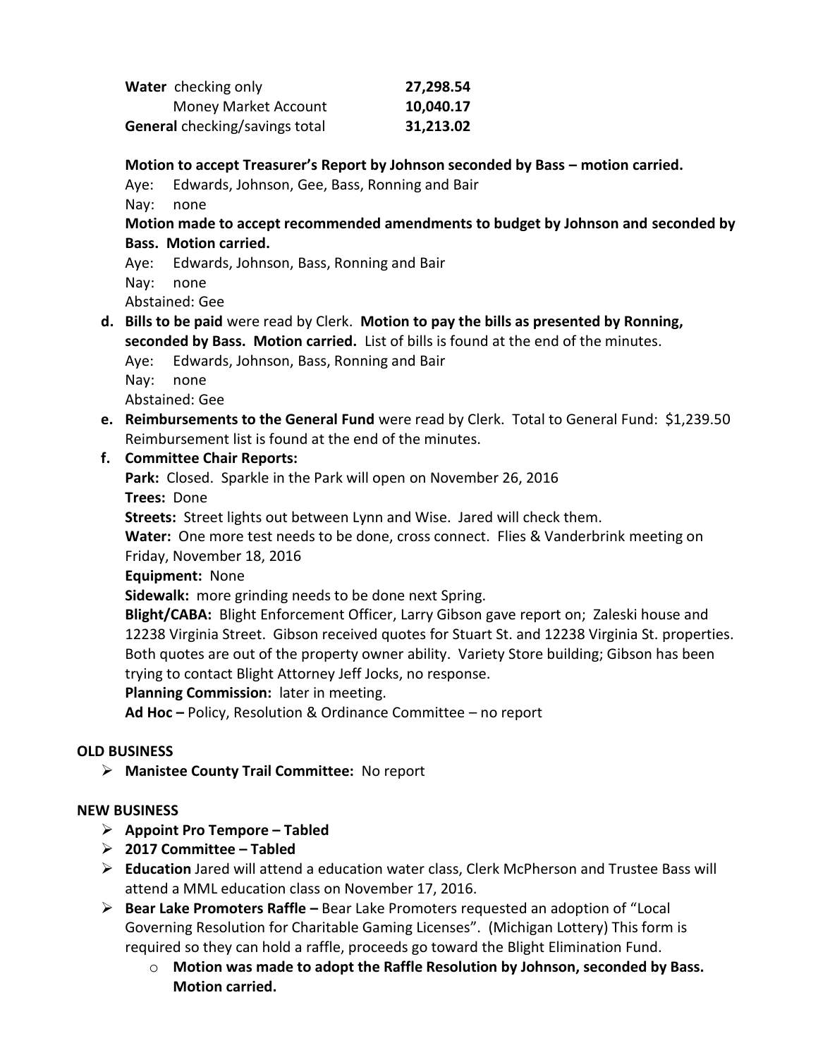| | |
|---|---|
| **Water** checking only | **27,298.54** |
| Money Market Account | **10,040.17** |
| **General** checking/savings total | **31,213.02** |

**Motion to accept Treasurer's Report by Johnson seconded by Bass – motion carried.**
Aye: Edwards, Johnson, Gee, Bass, Ronning and Bair
Nay: none

**Motion made to accept recommended amendments to budget by Johnson and seconded by Bass. Motion carried.**
Aye: Edwards, Johnson, Bass, Ronning and Bair
Nay: none
Abstained: Gee

d. **Bills to be paid** were read by Clerk. **Motion to pay the bills as presented by Ronning, seconded by Bass. Motion carried.** List of bills is found at the end of the minutes.
Aye: Edwards, Johnson, Bass, Ronning and Bair
Nay: none
Abstained: Gee

e. **Reimbursements to the General Fund** were read by Clerk. Total to General Fund: $1,239.50 Reimbursement list is found at the end of the minutes.

f. **Committee Chair Reports:**
**Park:** Closed. Sparkle in the Park will open on November 26, 2016
**Trees:** Done
**Streets:** Street lights out between Lynn and Wise. Jared will check them.
**Water:** One more test needs to be done, cross connect. Flies & Vanderbrink meeting on Friday, November 18, 2016
**Equipment:** None
**Sidewalk:** more grinding needs to be done next Spring.
**Blight/CABA:** Blight Enforcement Officer, Larry Gibson gave report on; Zaleski house and 12238 Virginia Street. Gibson received quotes for Stuart St. and 12238 Virginia St. properties. Both quotes are out of the property owner ability. Variety Store building; Gibson has been trying to contact Blight Attorney Jeff Jocks, no response.
**Planning Commission:** later in meeting.
**Ad Hoc –** Policy, Resolution & Ordinance Committee – no report

## OLD BUSINESS

- **Manistee County Trail Committee:** No report

## NEW BUSINESS

- **Appoint Pro Tempore – Tabled**
- **2017 Committee – Tabled**
- **Education** Jared will attend a education water class, Clerk McPherson and Trustee Bass will attend a MML education class on November 17, 2016.
- **Bear Lake Promoters Raffle –** Bear Lake Promoters requested an adoption of "Local Governing Resolution for Charitable Gaming Licenses". (Michigan Lottery) This form is required so they can hold a raffle, proceeds go toward the Blight Elimination Fund.
  - **Motion was made to adopt the Raffle Resolution by Johnson, seconded by Bass. Motion carried.**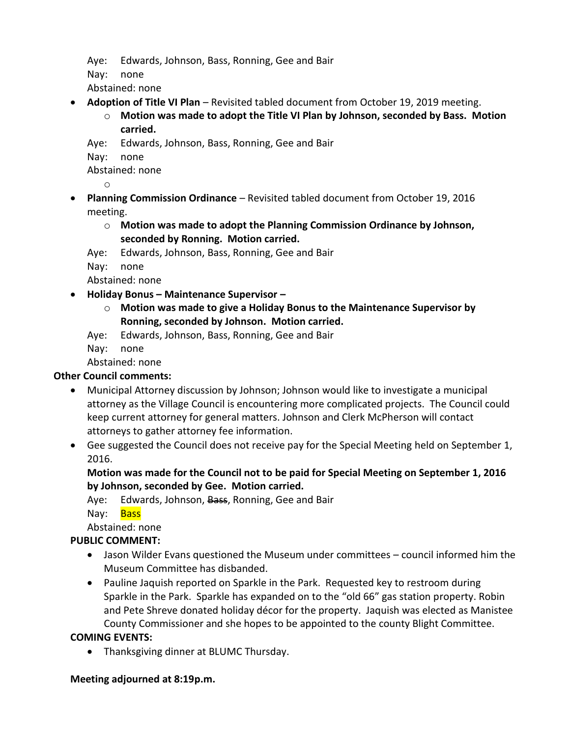Aye: Edwards, Johnson, Bass, Ronning, Gee and Bair
Nay: none
Abstained: none

- **Adoption of Title VI Plan** – Revisited tabled document from October 19, 2019 meeting.
  - **Motion was made to adopt the Title VI Plan by Johnson, seconded by Bass. Motion carried.**

  Aye: Edwards, Johnson, Bass, Ronning, Gee and Bair
  Nay: none
  Abstained: none
  -
- **Planning Commission Ordinance** – Revisited tabled document from October 19, 2016 meeting.
  - **Motion was made to adopt the Planning Commission Ordinance by Johnson, seconded by Ronning. Motion carried.**

  Aye: Edwards, Johnson, Bass, Ronning, Gee and Bair
  Nay: none
  Abstained: none
- **Holiday Bonus – Maintenance Supervisor –**
  - **Motion was made to give a Holiday Bonus to the Maintenance Supervisor by Ronning, seconded by Johnson. Motion carried.**

  Aye: Edwards, Johnson, Bass, Ronning, Gee and Bair
  Nay: none
  Abstained: none

**Other Council comments:**

- Municipal Attorney discussion by Johnson; Johnson would like to investigate a municipal attorney as the Village Council is encountering more complicated projects. The Council could keep current attorney for general matters. Johnson and Clerk McPherson will contact attorneys to gather attorney fee information.
- Gee suggested the Council does not receive pay for the Special Meeting held on September 1, 2016.

  **Motion was made for the Council not to be paid for Special Meeting on September 1, 2016 by Johnson, seconded by Gee. Motion carried.**

  Aye: Edwards, Johnson, ~~Bass~~, Ronning, Gee and Bair
  Nay: Bass
  Abstained: none

**PUBLIC COMMENT:**

- Jason Wilder Evans questioned the Museum under committees – council informed him the Museum Committee has disbanded.
- Pauline Jaquish reported on Sparkle in the Park. Requested key to restroom during Sparkle in the Park. Sparkle has expanded on to the "old 66" gas station property. Robin and Pete Shreve donated holiday décor for the property. Jaquish was elected as Manistee County Commissioner and she hopes to be appointed to the county Blight Committee.

**COMING EVENTS:**

- Thanksgiving dinner at BLUMC Thursday.

**Meeting adjourned at 8:19p.m.**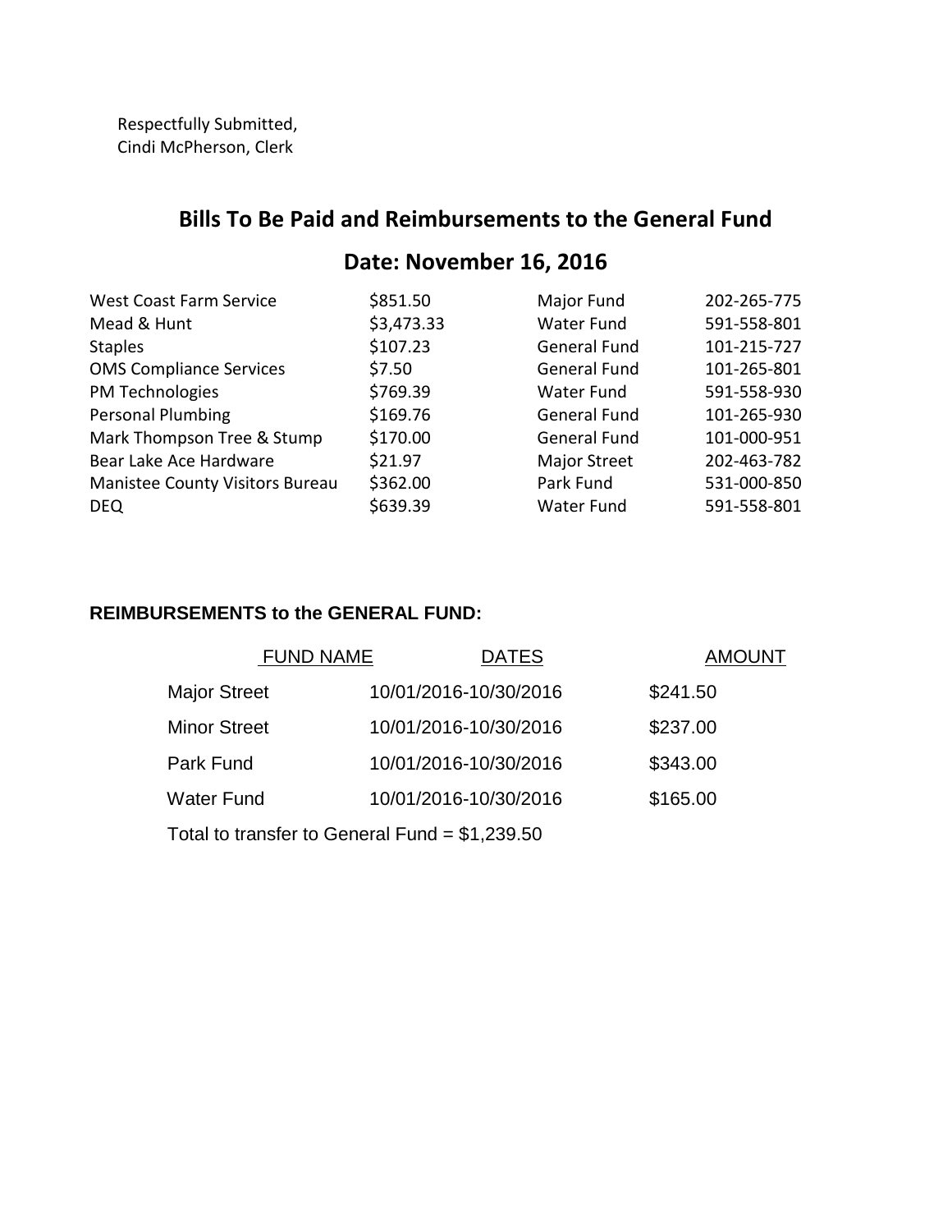Respectfully Submitted,
Cindi McPherson, Clerk

## Bills To Be Paid and Reimbursements to the General Fund

## Date: November 16, 2016

| | | | |
|---|---|---|---|
| West Coast Farm Service | $851.50 | Major Fund | 202-265-775 |
| Mead & Hunt | $3,473.33 | Water Fund | 591-558-801 |
| Staples | $107.23 | General Fund | 101-215-727 |
| OMS Compliance Services | $7.50 | General Fund | 101-265-801 |
| PM Technologies | $769.39 | Water Fund | 591-558-930 |
| Personal Plumbing | $169.76 | General Fund | 101-265-930 |
| Mark Thompson Tree & Stump | $170.00 | General Fund | 101-000-951 |
| Bear Lake Ace Hardware | $21.97 | Major Street | 202-463-782 |
| Manistee County Visitors Bureau | $362.00 | Park Fund | 531-000-850 |
| DEQ | $639.39 | Water Fund | 591-558-801 |

**REIMBURSEMENTS to the GENERAL FUND:**

| FUND NAME | DATES | AMOUNT |
|---|---|---|
| Major Street | 10/01/2016-10/30/2016 | $241.50 |
| Minor Street | 10/01/2016-10/30/2016 | $237.00 |
| Park Fund | 10/01/2016-10/30/2016 | $343.00 |
| Water Fund | 10/01/2016-10/30/2016 | $165.00 |

Total to transfer to General Fund = $1,239.50